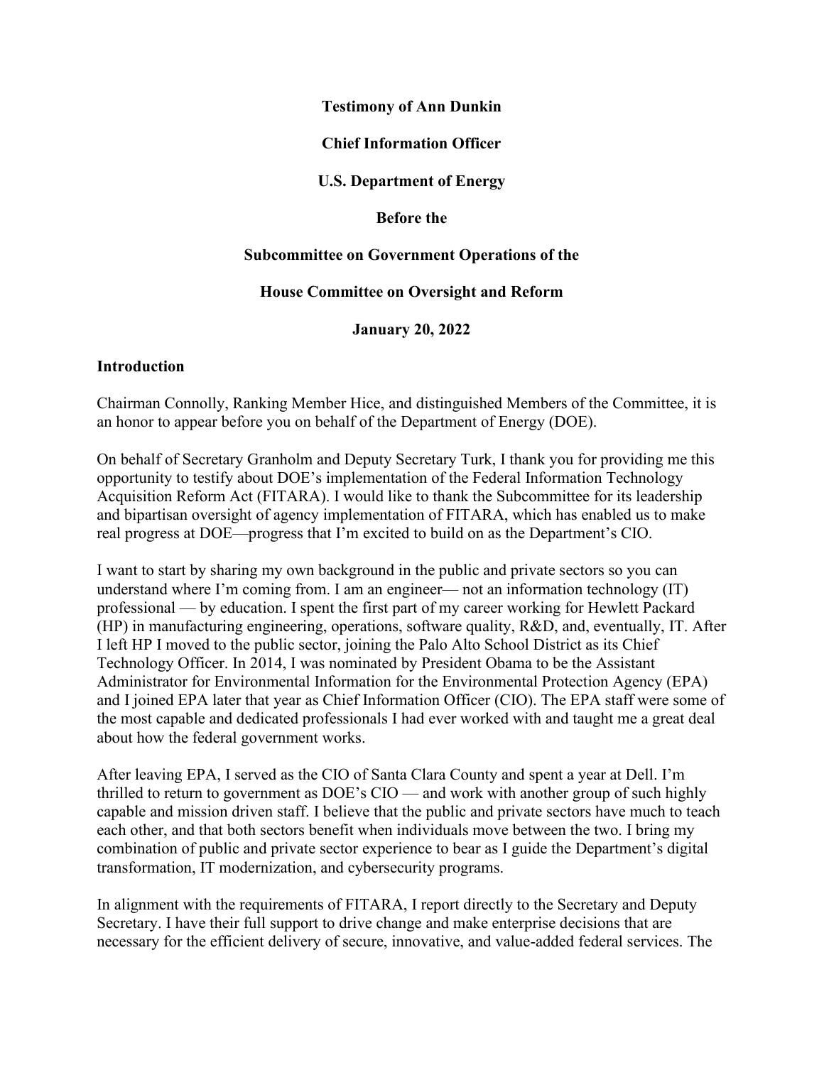**Testimony of Ann Dunkin**

**Chief Information Officer**

**U.S. Department of Energy**

**Before the**

**Subcommittee on Government Operations of the**

**House Committee on Oversight and Reform**

**January 20, 2022**

## Introduction

Chairman Connolly, Ranking Member Hice, and distinguished Members of the Committee, it is an honor to appear before you on behalf of the Department of Energy (DOE).

On behalf of Secretary Granholm and Deputy Secretary Turk, I thank you for providing me this opportunity to testify about DOE's implementation of the Federal Information Technology Acquisition Reform Act (FITARA). I would like to thank the Subcommittee for its leadership and bipartisan oversight of agency implementation of FITARA, which has enabled us to make real progress at DOE—progress that I'm excited to build on as the Department's CIO.

I want to start by sharing my own background in the public and private sectors so you can understand where I'm coming from. I am an engineer— not an information technology (IT) professional — by education. I spent the first part of my career working for Hewlett Packard (HP) in manufacturing engineering, operations, software quality, R&D, and, eventually, IT. After I left HP I moved to the public sector, joining the Palo Alto School District as its Chief Technology Officer. In 2014, I was nominated by President Obama to be the Assistant Administrator for Environmental Information for the Environmental Protection Agency (EPA) and I joined EPA later that year as Chief Information Officer (CIO). The EPA staff were some of the most capable and dedicated professionals I had ever worked with and taught me a great deal about how the federal government works.

After leaving EPA, I served as the CIO of Santa Clara County and spent a year at Dell. I'm thrilled to return to government as DOE's CIO — and work with another group of such highly capable and mission driven staff. I believe that the public and private sectors have much to teach each other, and that both sectors benefit when individuals move between the two. I bring my combination of public and private sector experience to bear as I guide the Department's digital transformation, IT modernization, and cybersecurity programs.

In alignment with the requirements of FITARA, I report directly to the Secretary and Deputy Secretary. I have their full support to drive change and make enterprise decisions that are necessary for the efficient delivery of secure, innovative, and value-added federal services. The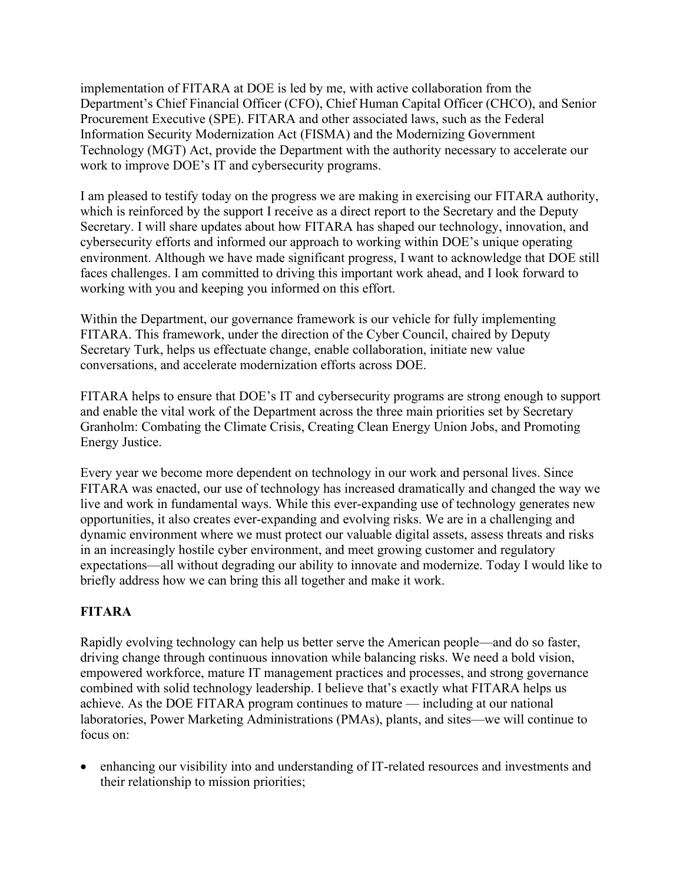implementation of FITARA at DOE is led by me, with active collaboration from the Department's Chief Financial Officer (CFO), Chief Human Capital Officer (CHCO), and Senior Procurement Executive (SPE). FITARA and other associated laws, such as the Federal Information Security Modernization Act (FISMA) and the Modernizing Government Technology (MGT) Act, provide the Department with the authority necessary to accelerate our work to improve DOE's IT and cybersecurity programs.

I am pleased to testify today on the progress we are making in exercising our FITARA authority, which is reinforced by the support I receive as a direct report to the Secretary and the Deputy Secretary. I will share updates about how FITARA has shaped our technology, innovation, and cybersecurity efforts and informed our approach to working within DOE's unique operating environment. Although we have made significant progress, I want to acknowledge that DOE still faces challenges. I am committed to driving this important work ahead, and I look forward to working with you and keeping you informed on this effort.

Within the Department, our governance framework is our vehicle for fully implementing FITARA. This framework, under the direction of the Cyber Council, chaired by Deputy Secretary Turk, helps us effectuate change, enable collaboration, initiate new value conversations, and accelerate modernization efforts across DOE.

FITARA helps to ensure that DOE's IT and cybersecurity programs are strong enough to support and enable the vital work of the Department across the three main priorities set by Secretary Granholm: Combating the Climate Crisis, Creating Clean Energy Union Jobs, and Promoting Energy Justice.

Every year we become more dependent on technology in our work and personal lives. Since FITARA was enacted, our use of technology has increased dramatically and changed the way we live and work in fundamental ways. While this ever-expanding use of technology generates new opportunities, it also creates ever-expanding and evolving risks. We are in a challenging and dynamic environment where we must protect our valuable digital assets, assess threats and risks in an increasingly hostile cyber environment, and meet growing customer and regulatory expectations—all without degrading our ability to innovate and modernize. Today I would like to briefly address how we can bring this all together and make it work.

**FITARA**

Rapidly evolving technology can help us better serve the American people—and do so faster, driving change through continuous innovation while balancing risks. We need a bold vision, empowered workforce, mature IT management practices and processes, and strong governance combined with solid technology leadership. I believe that's exactly what FITARA helps us achieve. As the DOE FITARA program continues to mature — including at our national laboratories, Power Marketing Administrations (PMAs), plants, and sites—we will continue to focus on:

- enhancing our visibility into and understanding of IT-related resources and investments and their relationship to mission priorities;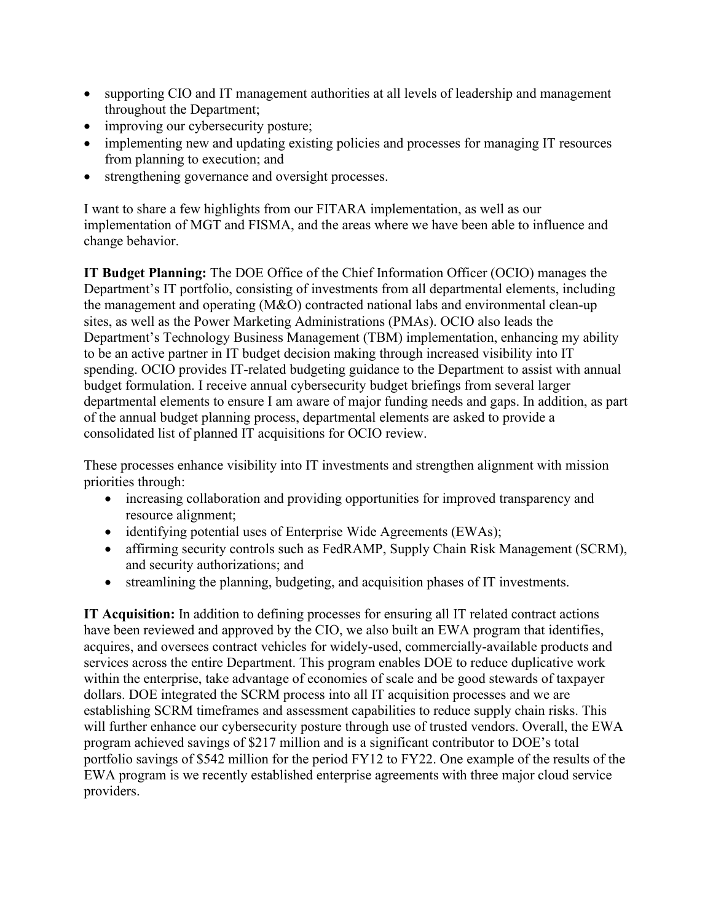- supporting CIO and IT management authorities at all levels of leadership and management throughout the Department;
- improving our cybersecurity posture;
- implementing new and updating existing policies and processes for managing IT resources from planning to execution; and
- strengthening governance and oversight processes.

I want to share a few highlights from our FITARA implementation, as well as our implementation of MGT and FISMA, and the areas where we have been able to influence and change behavior.

**IT Budget Planning:** The DOE Office of the Chief Information Officer (OCIO) manages the Department's IT portfolio, consisting of investments from all departmental elements, including the management and operating (M&O) contracted national labs and environmental clean-up sites, as well as the Power Marketing Administrations (PMAs). OCIO also leads the Department's Technology Business Management (TBM) implementation, enhancing my ability to be an active partner in IT budget decision making through increased visibility into IT spending. OCIO provides IT-related budgeting guidance to the Department to assist with annual budget formulation. I receive annual cybersecurity budget briefings from several larger departmental elements to ensure I am aware of major funding needs and gaps. In addition, as part of the annual budget planning process, departmental elements are asked to provide a consolidated list of planned IT acquisitions for OCIO review.

These processes enhance visibility into IT investments and strengthen alignment with mission priorities through:

- increasing collaboration and providing opportunities for improved transparency and resource alignment;
- identifying potential uses of Enterprise Wide Agreements (EWAs);
- affirming security controls such as FedRAMP, Supply Chain Risk Management (SCRM), and security authorizations; and
- streamlining the planning, budgeting, and acquisition phases of IT investments.

**IT Acquisition:** In addition to defining processes for ensuring all IT related contract actions have been reviewed and approved by the CIO, we also built an EWA program that identifies, acquires, and oversees contract vehicles for widely-used, commercially-available products and services across the entire Department. This program enables DOE to reduce duplicative work within the enterprise, take advantage of economies of scale and be good stewards of taxpayer dollars. DOE integrated the SCRM process into all IT acquisition processes and we are establishing SCRM timeframes and assessment capabilities to reduce supply chain risks. This will further enhance our cybersecurity posture through use of trusted vendors. Overall, the EWA program achieved savings of $217 million and is a significant contributor to DOE's total portfolio savings of $542 million for the period FY12 to FY22. One example of the results of the EWA program is we recently established enterprise agreements with three major cloud service providers.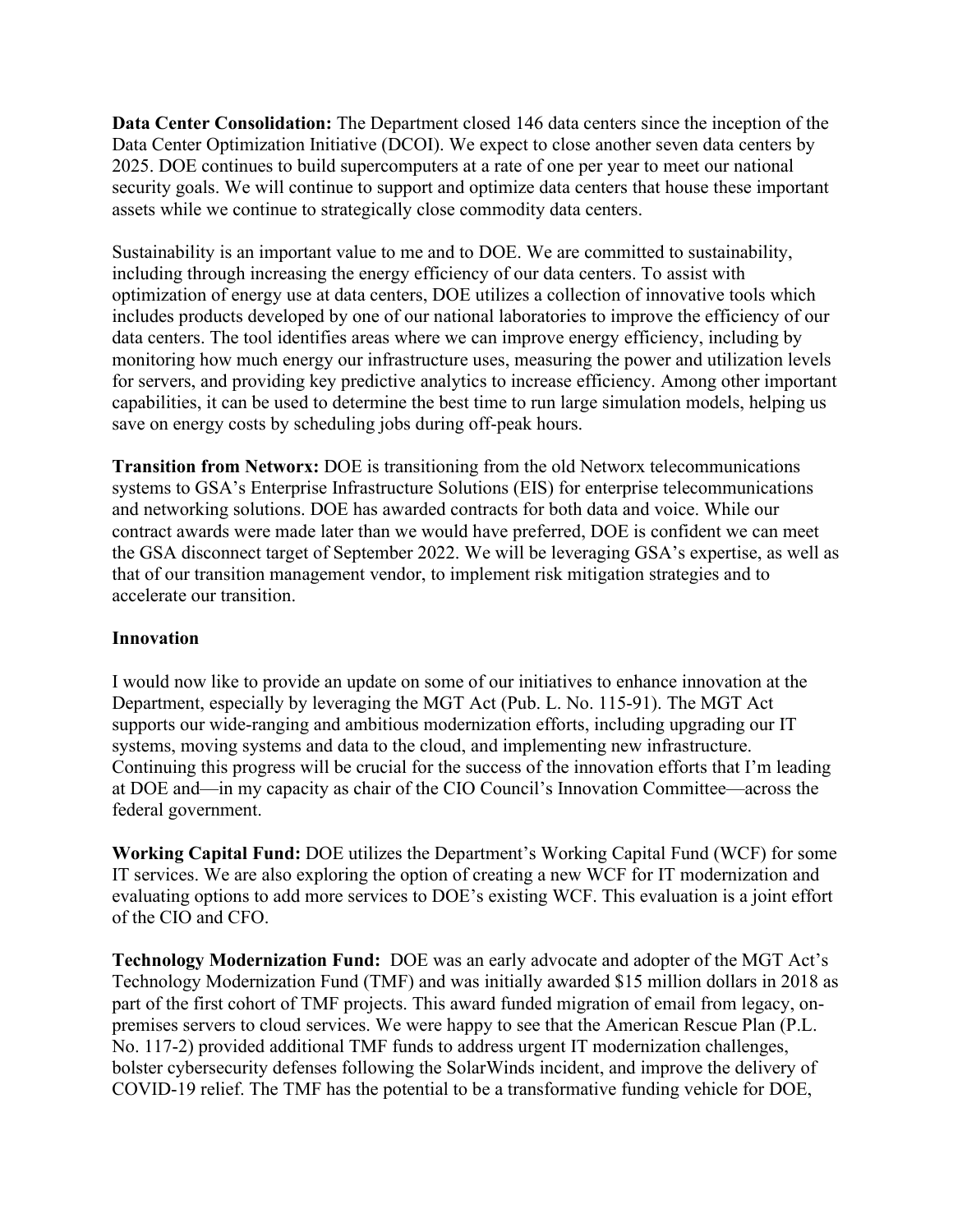**Data Center Consolidation:** The Department closed 146 data centers since the inception of the Data Center Optimization Initiative (DCOI). We expect to close another seven data centers by 2025. DOE continues to build supercomputers at a rate of one per year to meet our national security goals. We will continue to support and optimize data centers that house these important assets while we continue to strategically close commodity data centers.

Sustainability is an important value to me and to DOE. We are committed to sustainability, including through increasing the energy efficiency of our data centers. To assist with optimization of energy use at data centers, DOE utilizes a collection of innovative tools which includes products developed by one of our national laboratories to improve the efficiency of our data centers. The tool identifies areas where we can improve energy efficiency, including by monitoring how much energy our infrastructure uses, measuring the power and utilization levels for servers, and providing key predictive analytics to increase efficiency. Among other important capabilities, it can be used to determine the best time to run large simulation models, helping us save on energy costs by scheduling jobs during off-peak hours.

**Transition from Networx:** DOE is transitioning from the old Networx telecommunications systems to GSA's Enterprise Infrastructure Solutions (EIS) for enterprise telecommunications and networking solutions. DOE has awarded contracts for both data and voice. While our contract awards were made later than we would have preferred, DOE is confident we can meet the GSA disconnect target of September 2022. We will be leveraging GSA's expertise, as well as that of our transition management vendor, to implement risk mitigation strategies and to accelerate our transition.

**Innovation**

I would now like to provide an update on some of our initiatives to enhance innovation at the Department, especially by leveraging the MGT Act (Pub. L. No. 115-91). The MGT Act supports our wide-ranging and ambitious modernization efforts, including upgrading our IT systems, moving systems and data to the cloud, and implementing new infrastructure. Continuing this progress will be crucial for the success of the innovation efforts that I'm leading at DOE and—in my capacity as chair of the CIO Council's Innovation Committee—across the federal government.

**Working Capital Fund:** DOE utilizes the Department's Working Capital Fund (WCF) for some IT services. We are also exploring the option of creating a new WCF for IT modernization and evaluating options to add more services to DOE's existing WCF. This evaluation is a joint effort of the CIO and CFO.

**Technology Modernization Fund:** DOE was an early advocate and adopter of the MGT Act's Technology Modernization Fund (TMF) and was initially awarded $15 million dollars in 2018 as part of the first cohort of TMF projects. This award funded migration of email from legacy, on-premises servers to cloud services. We were happy to see that the American Rescue Plan (P.L. No. 117-2) provided additional TMF funds to address urgent IT modernization challenges, bolster cybersecurity defenses following the SolarWinds incident, and improve the delivery of COVID-19 relief. The TMF has the potential to be a transformative funding vehicle for DOE,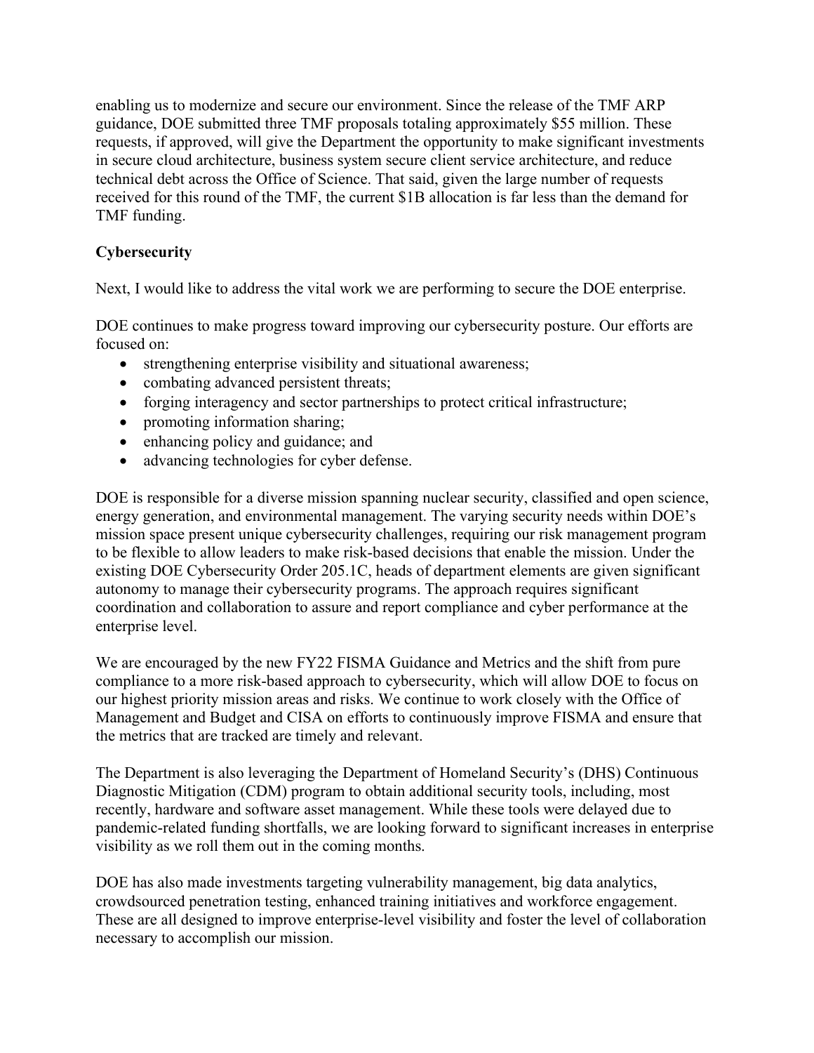enabling us to modernize and secure our environment. Since the release of the TMF ARP guidance, DOE submitted three TMF proposals totaling approximately $55 million. These requests, if approved, will give the Department the opportunity to make significant investments in secure cloud architecture, business system secure client service architecture, and reduce technical debt across the Office of Science. That said, given the large number of requests received for this round of the TMF, the current $1B allocation is far less than the demand for TMF funding.

**Cybersecurity**

Next, I would like to address the vital work we are performing to secure the DOE enterprise.

DOE continues to make progress toward improving our cybersecurity posture. Our efforts are focused on:

- strengthening enterprise visibility and situational awareness;
- combating advanced persistent threats;
- forging interagency and sector partnerships to protect critical infrastructure;
- promoting information sharing;
- enhancing policy and guidance; and
- advancing technologies for cyber defense.

DOE is responsible for a diverse mission spanning nuclear security, classified and open science, energy generation, and environmental management. The varying security needs within DOE's mission space present unique cybersecurity challenges, requiring our risk management program to be flexible to allow leaders to make risk-based decisions that enable the mission. Under the existing DOE Cybersecurity Order 205.1C, heads of department elements are given significant autonomy to manage their cybersecurity programs. The approach requires significant coordination and collaboration to assure and report compliance and cyber performance at the enterprise level.

We are encouraged by the new FY22 FISMA Guidance and Metrics and the shift from pure compliance to a more risk-based approach to cybersecurity, which will allow DOE to focus on our highest priority mission areas and risks. We continue to work closely with the Office of Management and Budget and CISA on efforts to continuously improve FISMA and ensure that the metrics that are tracked are timely and relevant.

The Department is also leveraging the Department of Homeland Security's (DHS) Continuous Diagnostic Mitigation (CDM) program to obtain additional security tools, including, most recently, hardware and software asset management. While these tools were delayed due to pandemic-related funding shortfalls, we are looking forward to significant increases in enterprise visibility as we roll them out in the coming months.

DOE has also made investments targeting vulnerability management, big data analytics, crowdsourced penetration testing, enhanced training initiatives and workforce engagement. These are all designed to improve enterprise-level visibility and foster the level of collaboration necessary to accomplish our mission.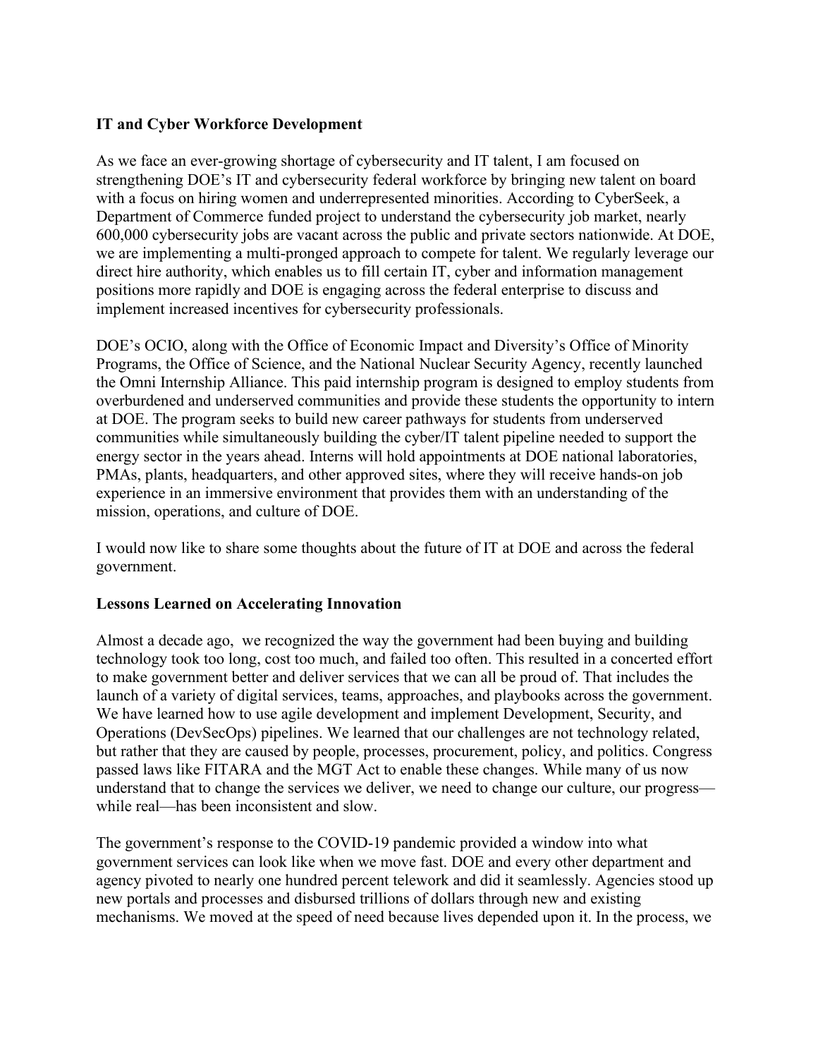**IT and Cyber Workforce Development**

As we face an ever-growing shortage of cybersecurity and IT talent, I am focused on strengthening DOE's IT and cybersecurity federal workforce by bringing new talent on board with a focus on hiring women and underrepresented minorities. According to CyberSeek, a Department of Commerce funded project to understand the cybersecurity job market, nearly 600,000 cybersecurity jobs are vacant across the public and private sectors nationwide. At DOE, we are implementing a multi-pronged approach to compete for talent. We regularly leverage our direct hire authority, which enables us to fill certain IT, cyber and information management positions more rapidly and DOE is engaging across the federal enterprise to discuss and implement increased incentives for cybersecurity professionals.

DOE's OCIO, along with the Office of Economic Impact and Diversity's Office of Minority Programs, the Office of Science, and the National Nuclear Security Agency, recently launched the Omni Internship Alliance. This paid internship program is designed to employ students from overburdened and underserved communities and provide these students the opportunity to intern at DOE. The program seeks to build new career pathways for students from underserved communities while simultaneously building the cyber/IT talent pipeline needed to support the energy sector in the years ahead. Interns will hold appointments at DOE national laboratories, PMAs, plants, headquarters, and other approved sites, where they will receive hands-on job experience in an immersive environment that provides them with an understanding of the mission, operations, and culture of DOE.

I would now like to share some thoughts about the future of IT at DOE and across the federal government.

**Lessons Learned on Accelerating Innovation**

Almost a decade ago, we recognized the way the government had been buying and building technology took too long, cost too much, and failed too often. This resulted in a concerted effort to make government better and deliver services that we can all be proud of. That includes the launch of a variety of digital services, teams, approaches, and playbooks across the government. We have learned how to use agile development and implement Development, Security, and Operations (DevSecOps) pipelines. We learned that our challenges are not technology related, but rather that they are caused by people, processes, procurement, policy, and politics. Congress passed laws like FITARA and the MGT Act to enable these changes. While many of us now understand that to change the services we deliver, we need to change our culture, our progress—while real—has been inconsistent and slow.

The government's response to the COVID-19 pandemic provided a window into what government services can look like when we move fast. DOE and every other department and agency pivoted to nearly one hundred percent telework and did it seamlessly. Agencies stood up new portals and processes and disbursed trillions of dollars through new and existing mechanisms. We moved at the speed of need because lives depended upon it. In the process, we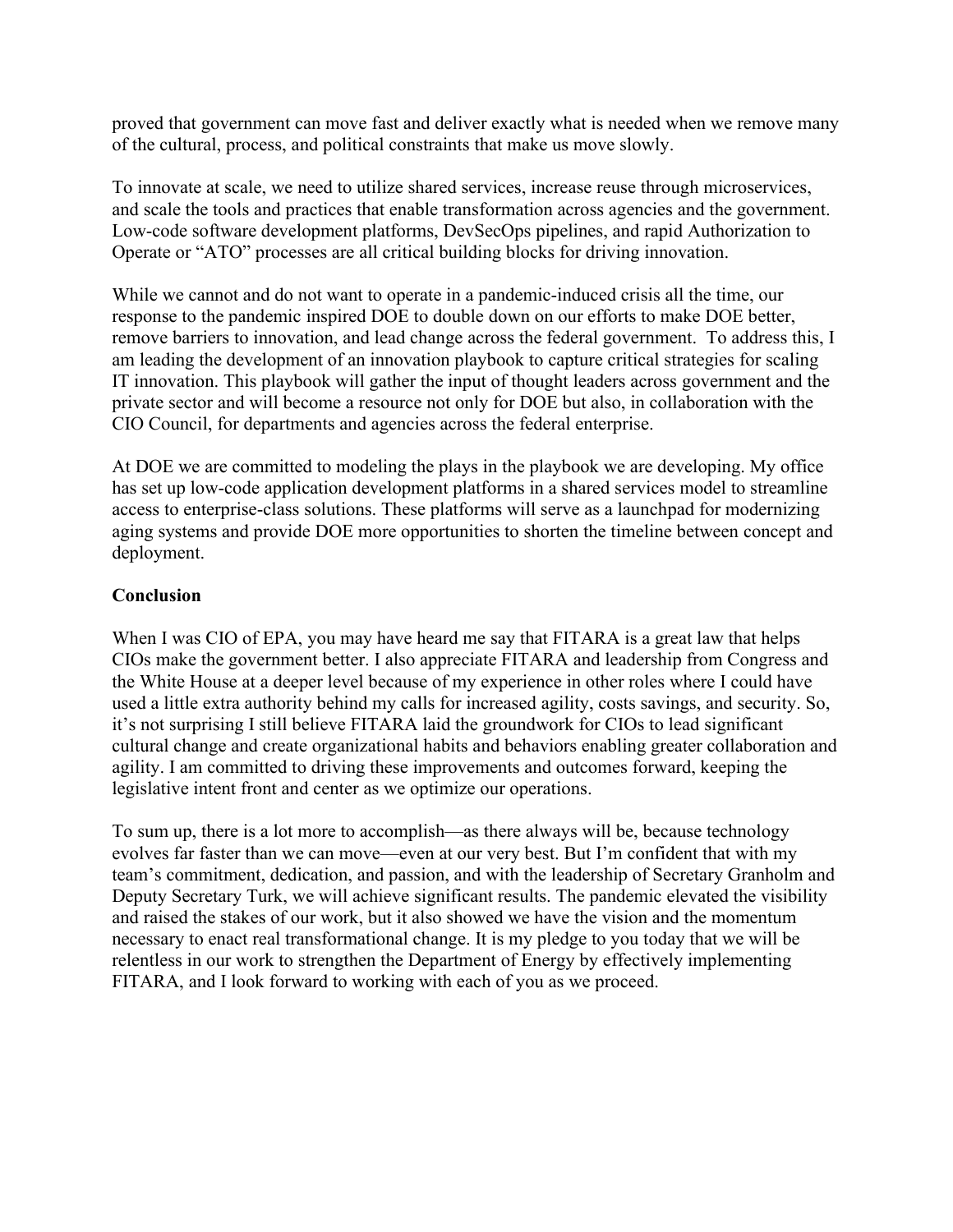proved that government can move fast and deliver exactly what is needed when we remove many of the cultural, process, and political constraints that make us move slowly.

To innovate at scale, we need to utilize shared services, increase reuse through microservices, and scale the tools and practices that enable transformation across agencies and the government. Low-code software development platforms, DevSecOps pipelines, and rapid Authorization to Operate or "ATO" processes are all critical building blocks for driving innovation.

While we cannot and do not want to operate in a pandemic-induced crisis all the time, our response to the pandemic inspired DOE to double down on our efforts to make DOE better, remove barriers to innovation, and lead change across the federal government. To address this, I am leading the development of an innovation playbook to capture critical strategies for scaling IT innovation. This playbook will gather the input of thought leaders across government and the private sector and will become a resource not only for DOE but also, in collaboration with the CIO Council, for departments and agencies across the federal enterprise.

At DOE we are committed to modeling the plays in the playbook we are developing. My office has set up low-code application development platforms in a shared services model to streamline access to enterprise-class solutions. These platforms will serve as a launchpad for modernizing aging systems and provide DOE more opportunities to shorten the timeline between concept and deployment.

**Conclusion**

When I was CIO of EPA, you may have heard me say that FITARA is a great law that helps CIOs make the government better. I also appreciate FITARA and leadership from Congress and the White House at a deeper level because of my experience in other roles where I could have used a little extra authority behind my calls for increased agility, costs savings, and security. So, it's not surprising I still believe FITARA laid the groundwork for CIOs to lead significant cultural change and create organizational habits and behaviors enabling greater collaboration and agility. I am committed to driving these improvements and outcomes forward, keeping the legislative intent front and center as we optimize our operations.

To sum up, there is a lot more to accomplish—as there always will be, because technology evolves far faster than we can move—even at our very best. But I'm confident that with my team's commitment, dedication, and passion, and with the leadership of Secretary Granholm and Deputy Secretary Turk, we will achieve significant results. The pandemic elevated the visibility and raised the stakes of our work, but it also showed we have the vision and the momentum necessary to enact real transformational change. It is my pledge to you today that we will be relentless in our work to strengthen the Department of Energy by effectively implementing FITARA, and I look forward to working with each of you as we proceed.